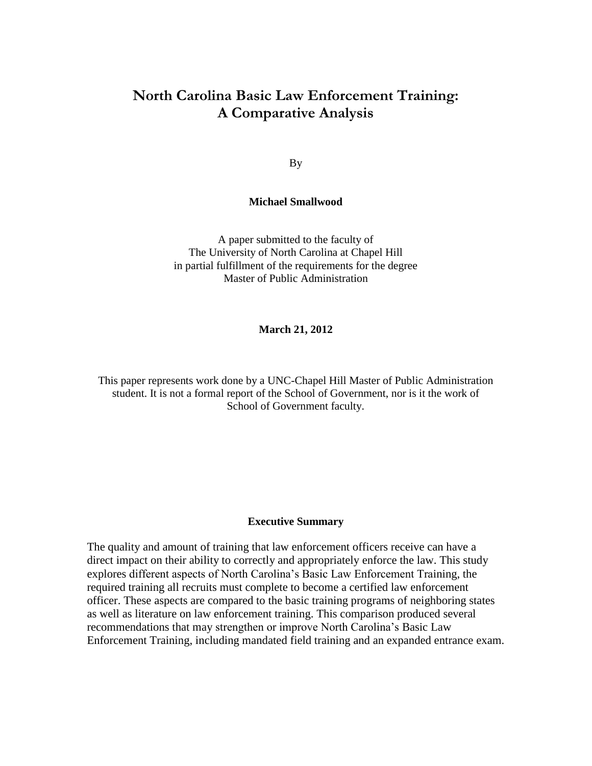# North Carolina Basic Law Enforcement Training: A Comparative Analysis

By

**Michael Smallwood**

A paper submitted to the faculty of
The University of North Carolina at Chapel Hill
in partial fulfillment of the requirements for the degree
Master of Public Administration

**March 21, 2012**

This paper represents work done by a UNC-Chapel Hill Master of Public Administration student. It is not a formal report of the School of Government, nor is it the work of School of Government faculty.

## Executive Summary

The quality and amount of training that law enforcement officers receive can have a direct impact on their ability to correctly and appropriately enforce the law. This study explores different aspects of North Carolina's Basic Law Enforcement Training, the required training all recruits must complete to become a certified law enforcement officer. These aspects are compared to the basic training programs of neighboring states as well as literature on law enforcement training. This comparison produced several recommendations that may strengthen or improve North Carolina's Basic Law Enforcement Training, including mandated field training and an expanded entrance exam.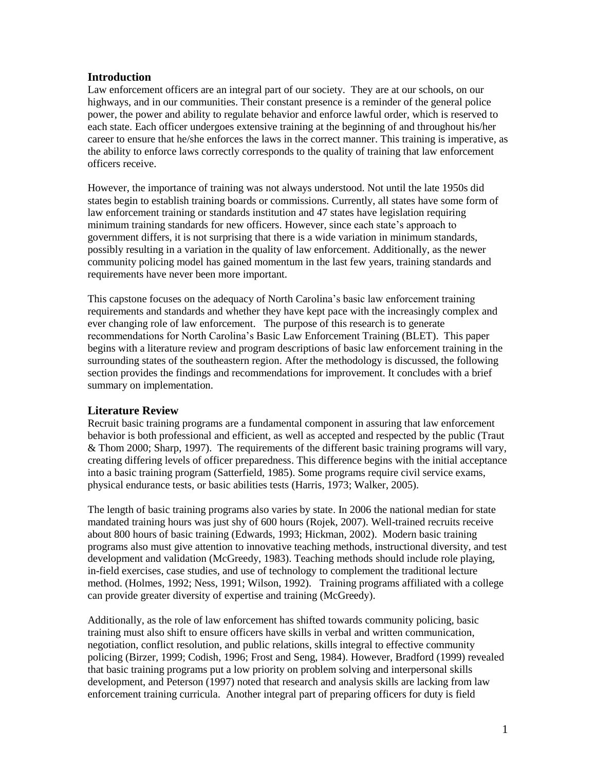## Introduction

Law enforcement officers are an integral part of our society. They are at our schools, on our highways, and in our communities. Their constant presence is a reminder of the general police power, the power and ability to regulate behavior and enforce lawful order, which is reserved to each state. Each officer undergoes extensive training at the beginning of and throughout his/her career to ensure that he/she enforces the laws in the correct manner. This training is imperative, as the ability to enforce laws correctly corresponds to the quality of training that law enforcement officers receive.

However, the importance of training was not always understood. Not until the late 1950s did states begin to establish training boards or commissions. Currently, all states have some form of law enforcement training or standards institution and 47 states have legislation requiring minimum training standards for new officers. However, since each state's approach to government differs, it is not surprising that there is a wide variation in minimum standards, possibly resulting in a variation in the quality of law enforcement. Additionally, as the newer community policing model has gained momentum in the last few years, training standards and requirements have never been more important.

This capstone focuses on the adequacy of North Carolina's basic law enforcement training requirements and standards and whether they have kept pace with the increasingly complex and ever changing role of law enforcement. The purpose of this research is to generate recommendations for North Carolina's Basic Law Enforcement Training (BLET). This paper begins with a literature review and program descriptions of basic law enforcement training in the surrounding states of the southeastern region. After the methodology is discussed, the following section provides the findings and recommendations for improvement. It concludes with a brief summary on implementation.

## Literature Review

Recruit basic training programs are a fundamental component in assuring that law enforcement behavior is both professional and efficient, as well as accepted and respected by the public (Traut & Thom 2000; Sharp, 1997). The requirements of the different basic training programs will vary, creating differing levels of officer preparedness. This difference begins with the initial acceptance into a basic training program (Satterfield, 1985). Some programs require civil service exams, physical endurance tests, or basic abilities tests (Harris, 1973; Walker, 2005).

The length of basic training programs also varies by state. In 2006 the national median for state mandated training hours was just shy of 600 hours (Rojek, 2007). Well-trained recruits receive about 800 hours of basic training (Edwards, 1993; Hickman, 2002). Modern basic training programs also must give attention to innovative teaching methods, instructional diversity, and test development and validation (McGreedy, 1983). Teaching methods should include role playing, in-field exercises, case studies, and use of technology to complement the traditional lecture method. (Holmes, 1992; Ness, 1991; Wilson, 1992). Training programs affiliated with a college can provide greater diversity of expertise and training (McGreedy).

Additionally, as the role of law enforcement has shifted towards community policing, basic training must also shift to ensure officers have skills in verbal and written communication, negotiation, conflict resolution, and public relations, skills integral to effective community policing (Birzer, 1999; Codish, 1996; Frost and Seng, 1984). However, Bradford (1999) revealed that basic training programs put a low priority on problem solving and interpersonal skills development, and Peterson (1997) noted that research and analysis skills are lacking from law enforcement training curricula. Another integral part of preparing officers for duty is field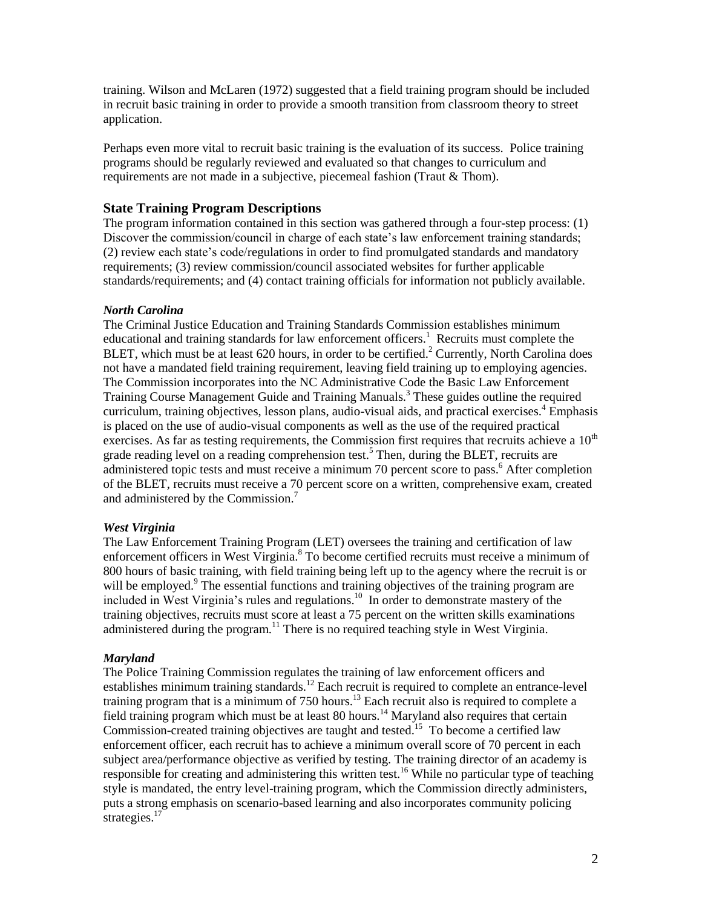training. Wilson and McLaren (1972) suggested that a field training program should be included in recruit basic training in order to provide a smooth transition from classroom theory to street application.

Perhaps even more vital to recruit basic training is the evaluation of its success. Police training programs should be regularly reviewed and evaluated so that changes to curriculum and requirements are not made in a subjective, piecemeal fashion (Traut & Thom).

## State Training Program Descriptions

The program information contained in this section was gathered through a four-step process: (1) Discover the commission/council in charge of each state's law enforcement training standards; (2) review each state's code/regulations in order to find promulgated standards and mandatory requirements; (3) review commission/council associated websites for further applicable standards/requirements; and (4) contact training officials for information not publicly available.

### *North Carolina*

The Criminal Justice Education and Training Standards Commission establishes minimum educational and training standards for law enforcement officers.[1] Recruits must complete the BLET, which must be at least 620 hours, in order to be certified.[2] Currently, North Carolina does not have a mandated field training requirement, leaving field training up to employing agencies. The Commission incorporates into the NC Administrative Code the Basic Law Enforcement Training Course Management Guide and Training Manuals.[3] These guides outline the required curriculum, training objectives, lesson plans, audio-visual aids, and practical exercises.[4] Emphasis is placed on the use of audio-visual components as well as the use of the required practical exercises. As far as testing requirements, the Commission first requires that recruits achieve a 10th grade reading level on a reading comprehension test.[5] Then, during the BLET, recruits are administered topic tests and must receive a minimum 70 percent score to pass.[6] After completion of the BLET, recruits must receive a 70 percent score on a written, comprehensive exam, created and administered by the Commission.[7]

### *West Virginia*

The Law Enforcement Training Program (LET) oversees the training and certification of law enforcement officers in West Virginia.[8] To become certified recruits must receive a minimum of 800 hours of basic training, with field training being left up to the agency where the recruit is or will be employed.[9] The essential functions and training objectives of the training program are included in West Virginia's rules and regulations.[10] In order to demonstrate mastery of the training objectives, recruits must score at least a 75 percent on the written skills examinations administered during the program.[11] There is no required teaching style in West Virginia.

### *Maryland*

The Police Training Commission regulates the training of law enforcement officers and establishes minimum training standards.[12] Each recruit is required to complete an entrance-level training program that is a minimum of 750 hours.[13] Each recruit also is required to complete a field training program which must be at least 80 hours.[14] Maryland also requires that certain Commission-created training objectives are taught and tested.[15] To become a certified law enforcement officer, each recruit has to achieve a minimum overall score of 70 percent in each subject area/performance objective as verified by testing. The training director of an academy is responsible for creating and administering this written test.[16] While no particular type of teaching style is mandated, the entry level-training program, which the Commission directly administers, puts a strong emphasis on scenario-based learning and also incorporates community policing strategies.[17]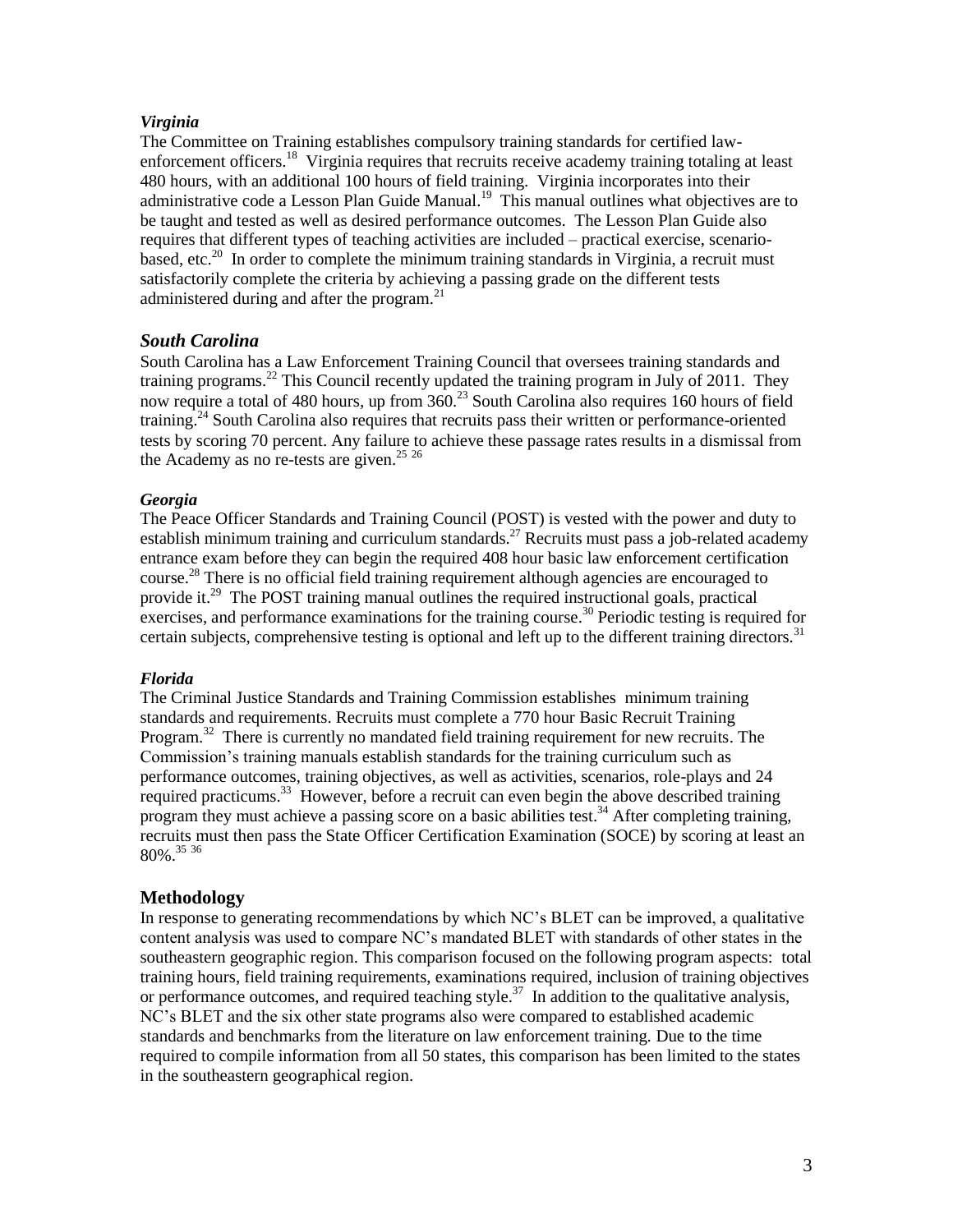### *Virginia*

The Committee on Training establishes compulsory training standards for certified law-enforcement officers.[18] Virginia requires that recruits receive academy training totaling at least 480 hours, with an additional 100 hours of field training. Virginia incorporates into their administrative code a Lesson Plan Guide Manual.[19] This manual outlines what objectives are to be taught and tested as well as desired performance outcomes. The Lesson Plan Guide also requires that different types of teaching activities are included – practical exercise, scenario-based, etc.[20] In order to complete the minimum training standards in Virginia, a recruit must satisfactorily complete the criteria by achieving a passing grade on the different tests administered during and after the program.[21]

### *South Carolina*

South Carolina has a Law Enforcement Training Council that oversees training standards and training programs.[22] This Council recently updated the training program in July of 2011. They now require a total of 480 hours, up from 360.[23] South Carolina also requires 160 hours of field training.[24] South Carolina also requires that recruits pass their written or performance-oriented tests by scoring 70 percent. Any failure to achieve these passage rates results in a dismissal from the Academy as no re-tests are given.[25] [26]

### *Georgia*

The Peace Officer Standards and Training Council (POST) is vested with the power and duty to establish minimum training and curriculum standards.[27] Recruits must pass a job-related academy entrance exam before they can begin the required 408 hour basic law enforcement certification course.[28] There is no official field training requirement although agencies are encouraged to provide it.[29] The POST training manual outlines the required instructional goals, practical exercises, and performance examinations for the training course.[30] Periodic testing is required for certain subjects, comprehensive testing is optional and left up to the different training directors.[31]

### *Florida*

The Criminal Justice Standards and Training Commission establishes minimum training standards and requirements. Recruits must complete a 770 hour Basic Recruit Training Program.[32] There is currently no mandated field training requirement for new recruits. The Commission's training manuals establish standards for the training curriculum such as performance outcomes, training objectives, as well as activities, scenarios, role-plays and 24 required practicums.[33] However, before a recruit can even begin the above described training program they must achieve a passing score on a basic abilities test.[34] After completing training, recruits must then pass the State Officer Certification Examination (SOCE) by scoring at least an 80%.[35] [36]

## **Methodology**

In response to generating recommendations by which NC's BLET can be improved, a qualitative content analysis was used to compare NC's mandated BLET with standards of other states in the southeastern geographic region. This comparison focused on the following program aspects: total training hours, field training requirements, examinations required, inclusion of training objectives or performance outcomes, and required teaching style.[37] In addition to the qualitative analysis, NC's BLET and the six other state programs also were compared to established academic standards and benchmarks from the literature on law enforcement training. Due to the time required to compile information from all 50 states, this comparison has been limited to the states in the southeastern geographical region.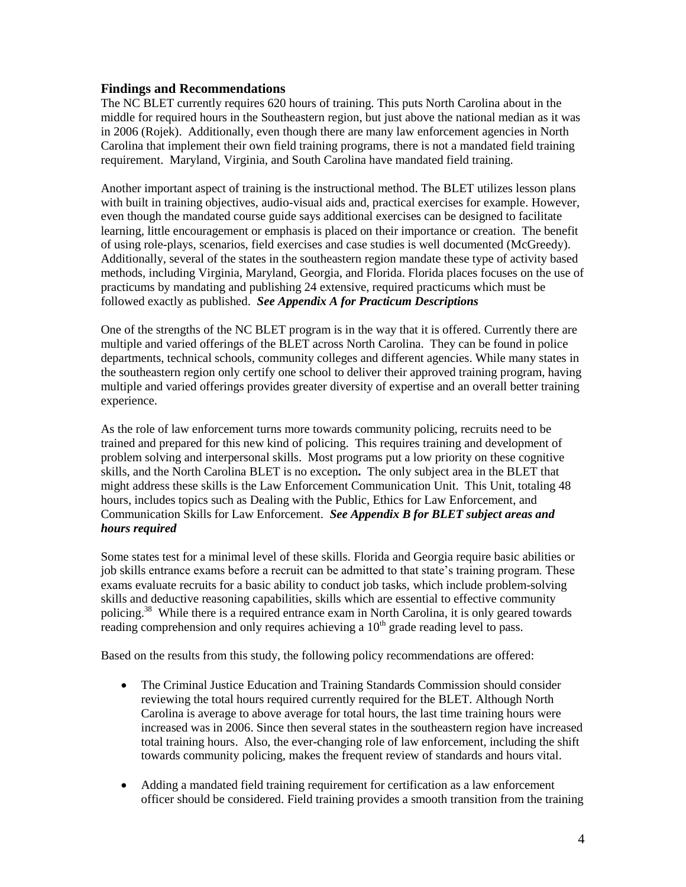### Findings and Recommendations

The NC BLET currently requires 620 hours of training. This puts North Carolina about in the middle for required hours in the Southeastern region, but just above the national median as it was in 2006 (Rojek). Additionally, even though there are many law enforcement agencies in North Carolina that implement their own field training programs, there is not a mandated field training requirement. Maryland, Virginia, and South Carolina have mandated field training.

Another important aspect of training is the instructional method. The BLET utilizes lesson plans with built in training objectives, audio-visual aids and, practical exercises for example. However, even though the mandated course guide says additional exercises can be designed to facilitate learning, little encouragement or emphasis is placed on their importance or creation. The benefit of using role-plays, scenarios, field exercises and case studies is well documented (McGreedy). Additionally, several of the states in the southeastern region mandate these type of activity based methods, including Virginia, Maryland, Georgia, and Florida. Florida places focuses on the use of practicums by mandating and publishing 24 extensive, required practicums which must be followed exactly as published. ***See Appendix A for Practicum Descriptions***

One of the strengths of the NC BLET program is in the way that it is offered. Currently there are multiple and varied offerings of the BLET across North Carolina. They can be found in police departments, technical schools, community colleges and different agencies. While many states in the southeastern region only certify one school to deliver their approved training program, having multiple and varied offerings provides greater diversity of expertise and an overall better training experience.

As the role of law enforcement turns more towards community policing, recruits need to be trained and prepared for this new kind of policing. This requires training and development of problem solving and interpersonal skills. Most programs put a low priority on these cognitive skills, and the North Carolina BLET is no exception**.** The only subject area in the BLET that might address these skills is the Law Enforcement Communication Unit. This Unit, totaling 48 hours, includes topics such as Dealing with the Public, Ethics for Law Enforcement, and Communication Skills for Law Enforcement. ***See Appendix B for BLET subject areas and hours required***

Some states test for a minimal level of these skills. Florida and Georgia require basic abilities or job skills entrance exams before a recruit can be admitted to that state's training program. These exams evaluate recruits for a basic ability to conduct job tasks, which include problem-solving skills and deductive reasoning capabilities, skills which are essential to effective community policing.[38] While there is a required entrance exam in North Carolina, it is only geared towards reading comprehension and only requires achieving a 10th grade reading level to pass.

Based on the results from this study, the following policy recommendations are offered:

- The Criminal Justice Education and Training Standards Commission should consider reviewing the total hours required currently required for the BLET. Although North Carolina is average to above average for total hours, the last time training hours were increased was in 2006. Since then several states in the southeastern region have increased total training hours. Also, the ever-changing role of law enforcement, including the shift towards community policing, makes the frequent review of standards and hours vital.
- Adding a mandated field training requirement for certification as a law enforcement officer should be considered. Field training provides a smooth transition from the training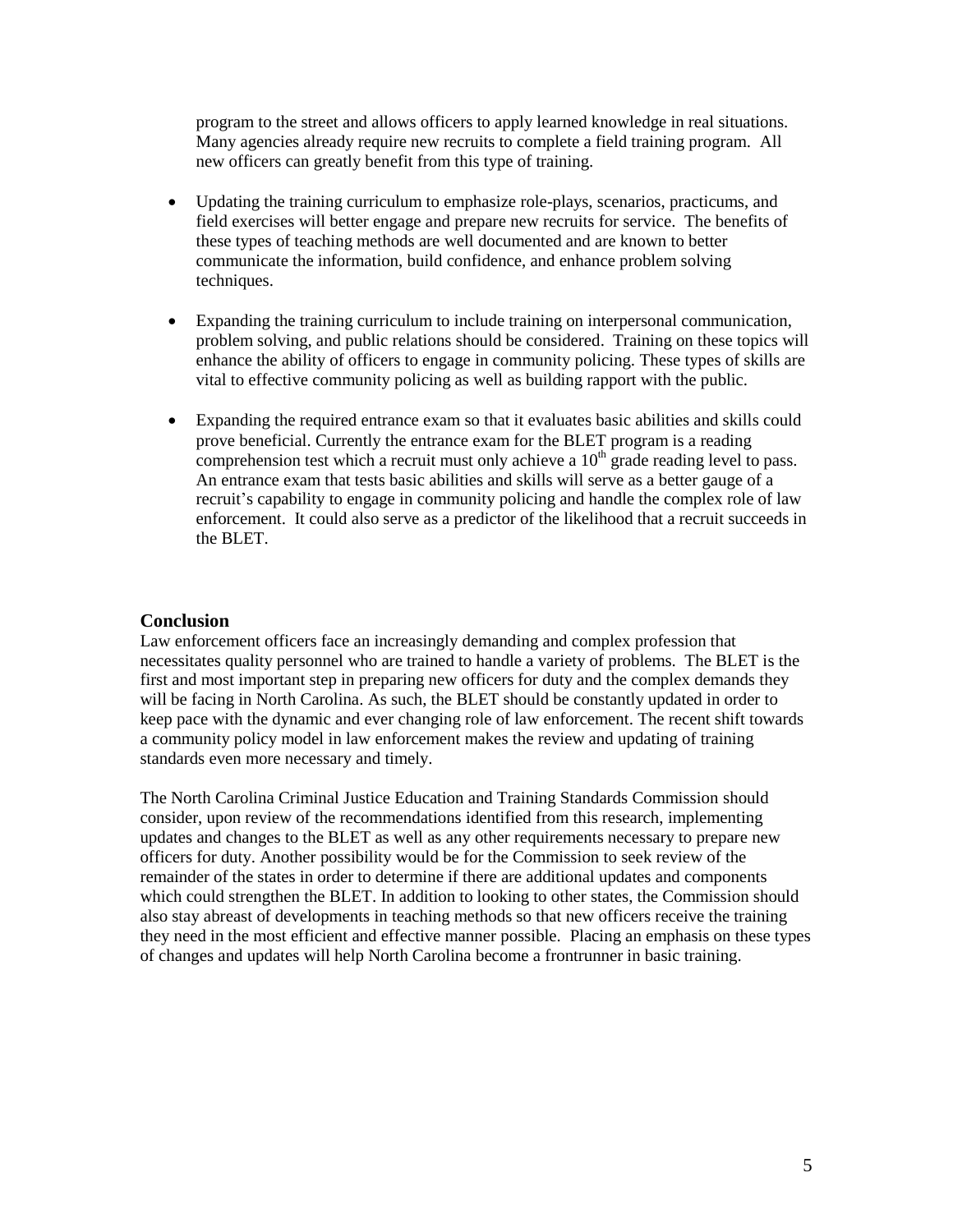program to the street and allows officers to apply learned knowledge in real situations. Many agencies already require new recruits to complete a field training program. All new officers can greatly benefit from this type of training.

- Updating the training curriculum to emphasize role-plays, scenarios, practicums, and field exercises will better engage and prepare new recruits for service. The benefits of these types of teaching methods are well documented and are known to better communicate the information, build confidence, and enhance problem solving techniques.

- Expanding the training curriculum to include training on interpersonal communication, problem solving, and public relations should be considered. Training on these topics will enhance the ability of officers to engage in community policing. These types of skills are vital to effective community policing as well as building rapport with the public.

- Expanding the required entrance exam so that it evaluates basic abilities and skills could prove beneficial. Currently the entrance exam for the BLET program is a reading comprehension test which a recruit must only achieve a 10th grade reading level to pass. An entrance exam that tests basic abilities and skills will serve as a better gauge of a recruit's capability to engage in community policing and handle the complex role of law enforcement. It could also serve as a predictor of the likelihood that a recruit succeeds in the BLET.

## Conclusion

Law enforcement officers face an increasingly demanding and complex profession that necessitates quality personnel who are trained to handle a variety of problems. The BLET is the first and most important step in preparing new officers for duty and the complex demands they will be facing in North Carolina. As such, the BLET should be constantly updated in order to keep pace with the dynamic and ever changing role of law enforcement. The recent shift towards a community policy model in law enforcement makes the review and updating of training standards even more necessary and timely.

The North Carolina Criminal Justice Education and Training Standards Commission should consider, upon review of the recommendations identified from this research, implementing updates and changes to the BLET as well as any other requirements necessary to prepare new officers for duty. Another possibility would be for the Commission to seek review of the remainder of the states in order to determine if there are additional updates and components which could strengthen the BLET. In addition to looking to other states, the Commission should also stay abreast of developments in teaching methods so that new officers receive the training they need in the most efficient and effective manner possible. Placing an emphasis on these types of changes and updates will help North Carolina become a frontrunner in basic training.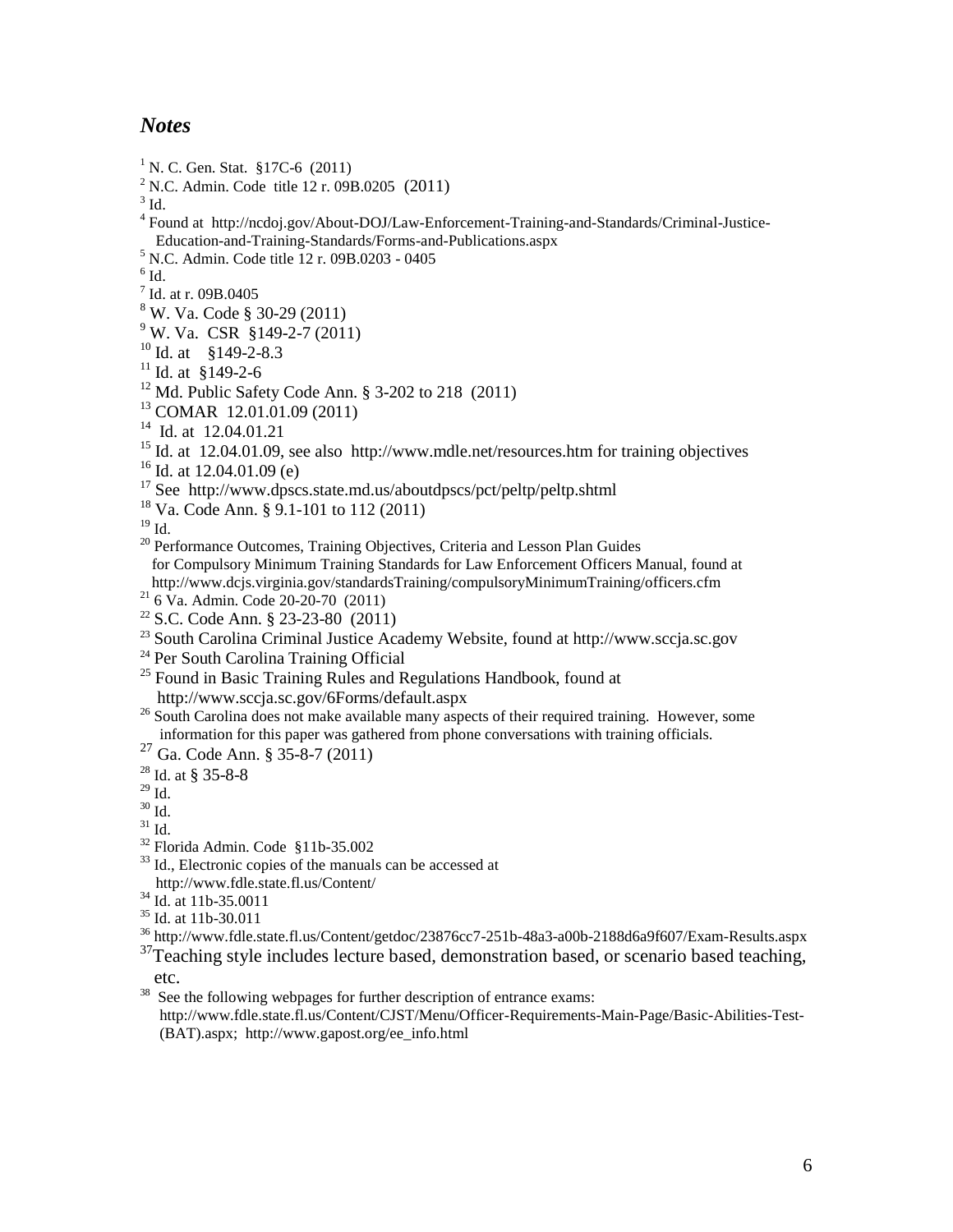## *Notes*

[1] N. C. Gen. Stat. §17C-6 (2011)

[2] N.C. Admin. Code title 12 r. 09B.0205 (2011)

[3] Id.

[4] Found at http://ncdoj.gov/About-DOJ/Law-Enforcement-Training-and-Standards/Criminal-Justice-Education-and-Training-Standards/Forms-and-Publications.aspx

[5] N.C. Admin. Code title 12 r. 09B.0203 - 0405

[6] Id.

[7] Id. at r. 09B.0405

[8] W. Va. Code § 30-29 (2011)

[9] W. Va. CSR §149-2-7 (2011)

[10] Id. at §149-2-8.3

[11] Id. at §149-2-6

[12] Md. Public Safety Code Ann. § 3-202 to 218 (2011)

[13] COMAR 12.01.01.09 (2011)

[14] Id. at 12.04.01.21

[15] Id. at 12.04.01.09, see also http://www.mdle.net/resources.htm for training objectives

[16] Id. at 12.04.01.09 (e)

[17] See http://www.dpscs.state.md.us/aboutdpscs/pct/peltp/peltp.shtml

[18] Va. Code Ann. § 9.1-101 to 112 (2011)

[19] Id.

[20] Performance Outcomes, Training Objectives, Criteria and Lesson Plan Guides for Compulsory Minimum Training Standards for Law Enforcement Officers Manual, found at http://www.dcjs.virginia.gov/standardsTraining/compulsoryMinimumTraining/officers.cfm

[21] 6 Va. Admin. Code 20-20-70 (2011)

[22] S.C. Code Ann. § 23-23-80 (2011)

[23] South Carolina Criminal Justice Academy Website, found at http://www.sccja.sc.gov

[24] Per South Carolina Training Official

[25] Found in Basic Training Rules and Regulations Handbook, found at http://www.sccja.sc.gov/6Forms/default.aspx

[26] South Carolina does not make available many aspects of their required training. However, some information for this paper was gathered from phone conversations with training officials.

[27] Ga. Code Ann. § 35-8-7 (2011)

[28] Id. at § 35-8-8

[29] Id.

[30] Id.

[31] Id.

[32] Florida Admin. Code §11b-35.002

[33] Id., Electronic copies of the manuals can be accessed at http://www.fdle.state.fl.us/Content/

[34] Id. at 11b-35.0011

[35] Id. at 11b-30.011

[36] http://www.fdle.state.fl.us/Content/getdoc/23876cc7-251b-48a3-a00b-2188d6a9f607/Exam-Results.aspx

[37] Teaching style includes lecture based, demonstration based, or scenario based teaching, etc.

[38] See the following webpages for further description of entrance exams: http://www.fdle.state.fl.us/Content/CJST/Menu/Officer-Requirements-Main-Page/Basic-Abilities-Test-(BAT).aspx; http://www.gapost.org/ee_info.html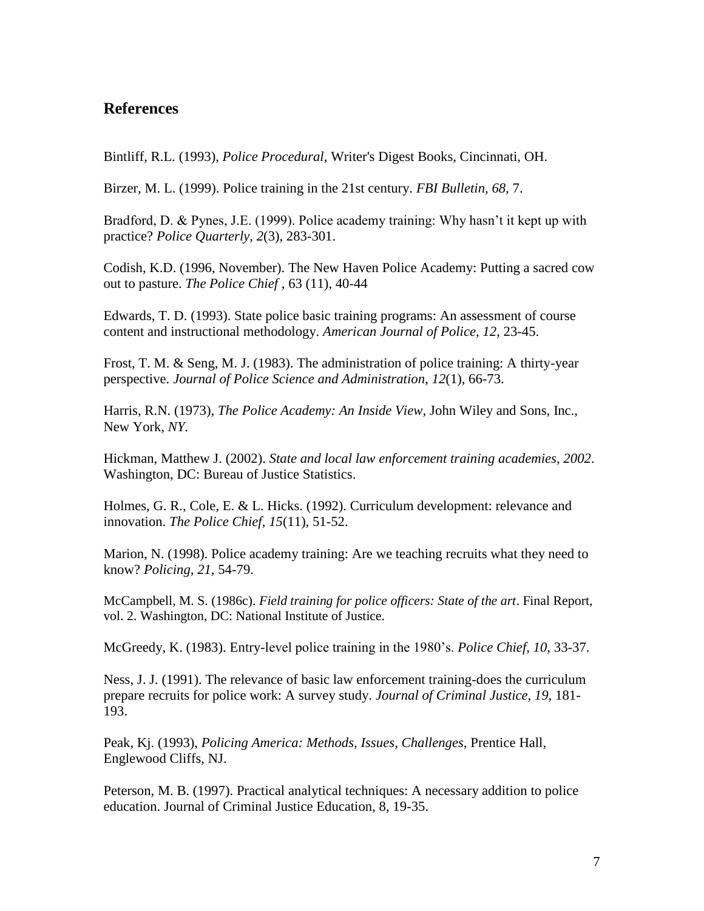## References

Bintliff, R.L. (1993), *Police Procedural*, Writer's Digest Books, Cincinnati, OH.

Birzer, M. L. (1999). Police training in the 21st century. *FBI Bulletin, 68,* 7.

Bradford, D. & Pynes, J.E. (1999). Police academy training: Why hasn't it kept up with practice? *Police Quarterly*, *2*(3), 283-301.

Codish, K.D. (1996, November). The New Haven Police Academy: Putting a sacred cow out to pasture. *The Police Chief* , 63 (11), 40-44

Edwards, T. D. (1993). State police basic training programs: An assessment of course content and instructional methodology. *American Journal of Police, 12,* 23-45.

Frost, T. M. & Seng, M. J. (1983). The administration of police training: A thirty-year perspective. *Journal of Police Science and Administration*, *12*(1), 66-73.

Harris, R.N. (1973), *The Police Academy: An Inside View*, John Wiley and Sons, Inc., New York, *NY.*

Hickman, Matthew J. (2002). *State and local law enforcement training academies, 2002*. Washington, DC: Bureau of Justice Statistics.

Holmes, G. R., Cole, E. & L. Hicks. (1992). Curriculum development: relevance and innovation. *The Police Chief*, *15*(11), 51-52.

Marion, N. (1998). Police academy training: Are we teaching recruits what they need to know? *Policing*, *21,* 54-79.

McCampbell, M. S. (1986c). *Field training for police officers: State of the art*. Final Report, vol. 2. Washington, DC: National Institute of Justice.

McGreedy, K. (1983). Entry-level police training in the 1980's. *Police Chief*, *10,* 33-37.

Ness, J. J. (1991). The relevance of basic law enforcement training-does the curriculum prepare recruits for police work: A survey study. *Journal of Criminal Justice, 19,* 181-193.

Peak, Kj. (1993), *Policing America: Methods, Issues, Challenges,* Prentice Hall, Englewood Cliffs, NJ.

Peterson, M. B. (1997). Practical analytical techniques: A necessary addition to police education. Journal of Criminal Justice Education, 8, 19-35.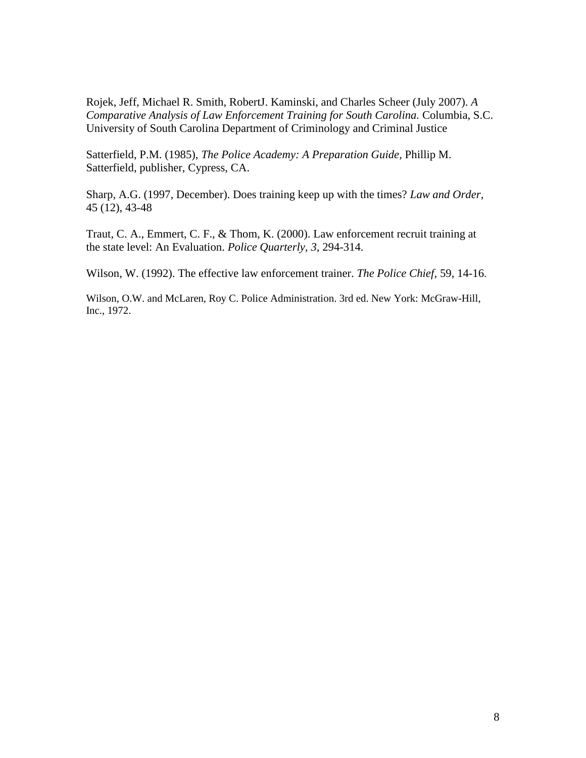Rojek, Jeff, Michael R. Smith, RobertJ. Kaminski, and Charles Scheer (July 2007). *A Comparative Analysis of Law Enforcement Training for South Carolina.* Columbia, S.C. University of South Carolina Department of Criminology and Criminal Justice

Satterfield, P.M. (1985), *The Police Academy: A Preparation Guide,* Phillip M. Satterfield, publisher, Cypress, CA.

Sharp, A.G. (1997, December). Does training keep up with the times? *Law and Order*, 45 (12), 43-48

Traut, C. A., Emmert, C. F., & Thom, K. (2000). Law enforcement recruit training at the state level: An Evaluation. *Police Quarterly, 3*, 294-314.

Wilson, W. (1992). The effective law enforcement trainer. *The Police Chief*, 59, 14-16.

Wilson, O.W. and McLaren, Roy C. Police Administration. 3rd ed. New York: McGraw-Hill, Inc., 1972.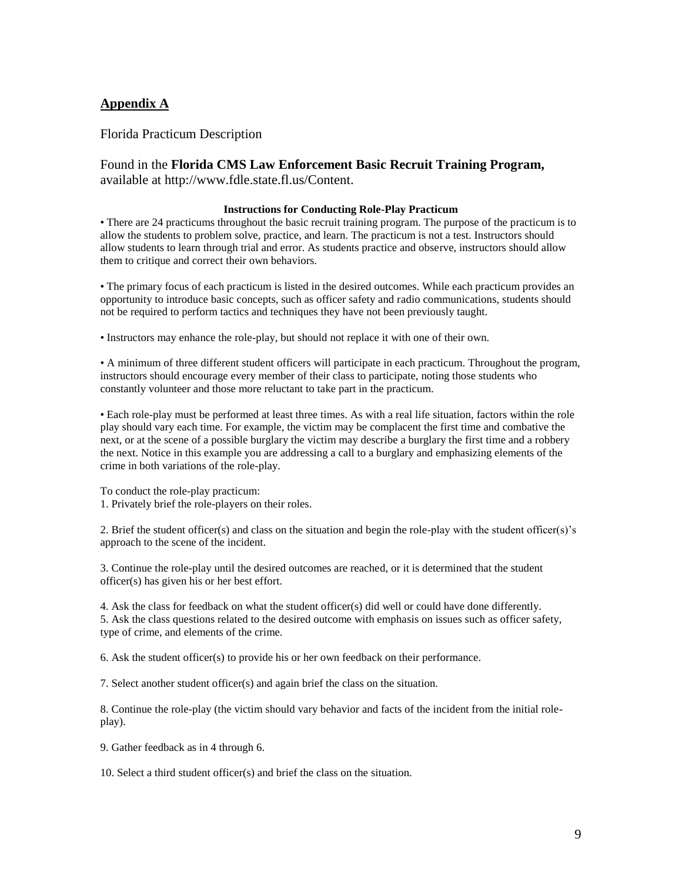## Appendix A

Florida Practicum Description

Found in the **Florida CMS Law Enforcement Basic Recruit Training Program,** available at http://www.fdle.state.fl.us/Content.

**Instructions for Conducting Role-Play Practicum**

• There are 24 practicums throughout the basic recruit training program. The purpose of the practicum is to allow the students to problem solve, practice, and learn. The practicum is not a test. Instructors should allow students to learn through trial and error. As students practice and observe, instructors should allow them to critique and correct their own behaviors.

• The primary focus of each practicum is listed in the desired outcomes. While each practicum provides an opportunity to introduce basic concepts, such as officer safety and radio communications, students should not be required to perform tactics and techniques they have not been previously taught.

• Instructors may enhance the role-play, but should not replace it with one of their own.

• A minimum of three different student officers will participate in each practicum. Throughout the program, instructors should encourage every member of their class to participate, noting those students who constantly volunteer and those more reluctant to take part in the practicum.

• Each role-play must be performed at least three times. As with a real life situation, factors within the role play should vary each time. For example, the victim may be complacent the first time and combative the next, or at the scene of a possible burglary the victim may describe a burglary the first time and a robbery the next. Notice in this example you are addressing a call to a burglary and emphasizing elements of the crime in both variations of the role-play.

To conduct the role-play practicum:

1. Privately brief the role-players on their roles.

2. Brief the student officer(s) and class on the situation and begin the role-play with the student officer(s)'s approach to the scene of the incident.

3. Continue the role-play until the desired outcomes are reached, or it is determined that the student officer(s) has given his or her best effort.

4. Ask the class for feedback on what the student officer(s) did well or could have done differently.
5. Ask the class questions related to the desired outcome with emphasis on issues such as officer safety, type of crime, and elements of the crime.

6. Ask the student officer(s) to provide his or her own feedback on their performance.

7. Select another student officer(s) and again brief the class on the situation.

8. Continue the role-play (the victim should vary behavior and facts of the incident from the initial role-play).

9. Gather feedback as in 4 through 6.

10. Select a third student officer(s) and brief the class on the situation.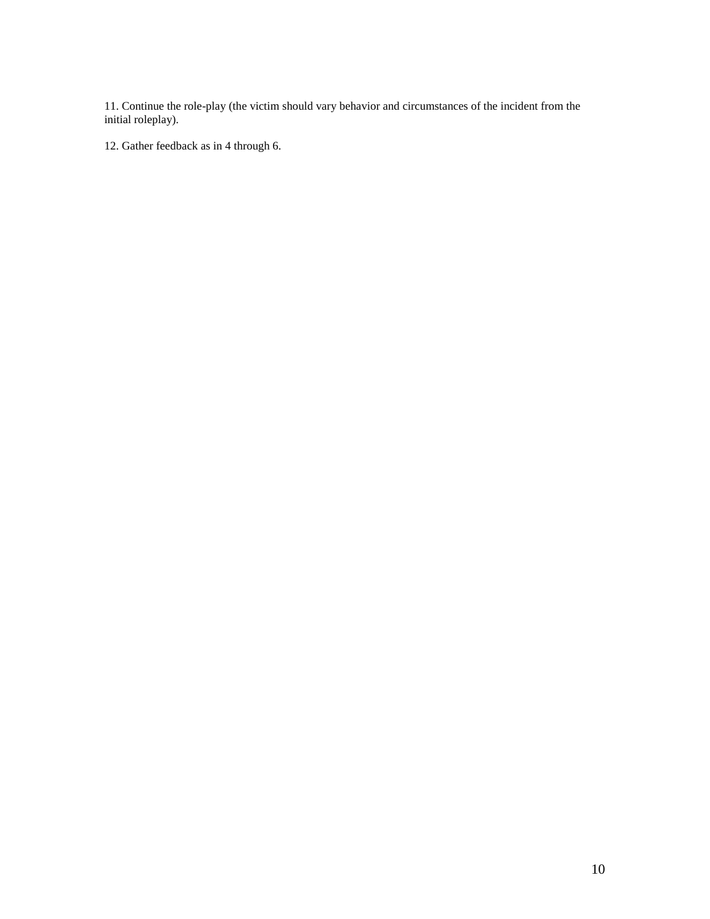11. Continue the role-play (the victim should vary behavior and circumstances of the incident from the initial roleplay).

12. Gather feedback as in 4 through 6.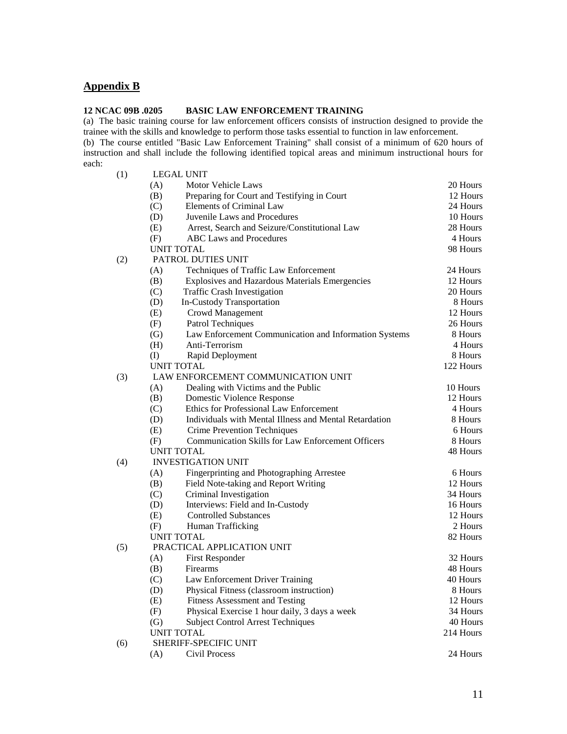## Appendix B

**12 NCAC 09B .0205 BASIC LAW ENFORCEMENT TRAINING**

(a) The basic training course for law enforcement officers consists of instruction designed to provide the trainee with the skills and knowledge to perform those tasks essential to function in law enforcement.

(b) The course entitled "Basic Law Enforcement Training" shall consist of a minimum of 620 hours of instruction and shall include the following identified topical areas and minimum instructional hours for each:

| | | | |
|---|---|---|---|
| (1) | LEGAL UNIT | | |
| | (A) | Motor Vehicle Laws | 20 Hours |
| | (B) | Preparing for Court and Testifying in Court | 12 Hours |
| | (C) | Elements of Criminal Law | 24 Hours |
| | (D) | Juvenile Laws and Procedures | 10 Hours |
| | (E) | Arrest, Search and Seizure/Constitutional Law | 28 Hours |
| | (F) | ABC Laws and Procedures | 4 Hours |
| | UNIT TOTAL | | 98 Hours |
| (2) | PATROL DUTIES UNIT | | |
| | (A) | Techniques of Traffic Law Enforcement | 24 Hours |
| | (B) | Explosives and Hazardous Materials Emergencies | 12 Hours |
| | (C) | Traffic Crash Investigation | 20 Hours |
| | (D) | In-Custody Transportation | 8 Hours |
| | (E) | Crowd Management | 12 Hours |
| | (F) | Patrol Techniques | 26 Hours |
| | (G) | Law Enforcement Communication and Information Systems | 8 Hours |
| | (H) | Anti-Terrorism | 4 Hours |
| | (I) | Rapid Deployment | 8 Hours |
| | UNIT TOTAL | | 122 Hours |
| (3) | LAW ENFORCEMENT COMMUNICATION UNIT | | |
| | (A) | Dealing with Victims and the Public | 10 Hours |
| | (B) | Domestic Violence Response | 12 Hours |
| | (C) | Ethics for Professional Law Enforcement | 4 Hours |
| | (D) | Individuals with Mental Illness and Mental Retardation | 8 Hours |
| | (E) | Crime Prevention Techniques | 6 Hours |
| | (F) | Communication Skills for Law Enforcement Officers | 8 Hours |
| | UNIT TOTAL | | 48 Hours |
| (4) | INVESTIGATION UNIT | | |
| | (A) | Fingerprinting and Photographing Arrestee | 6 Hours |
| | (B) | Field Note-taking and Report Writing | 12 Hours |
| | (C) | Criminal Investigation | 34 Hours |
| | (D) | Interviews: Field and In-Custody | 16 Hours |
| | (E) | Controlled Substances | 12 Hours |
| | (F) | Human Trafficking | 2 Hours |
| | UNIT TOTAL | | 82 Hours |
| (5) | PRACTICAL APPLICATION UNIT | | |
| | (A) | First Responder | 32 Hours |
| | (B) | Firearms | 48 Hours |
| | (C) | Law Enforcement Driver Training | 40 Hours |
| | (D) | Physical Fitness (classroom instruction) | 8 Hours |
| | (E) | Fitness Assessment and Testing | 12 Hours |
| | (F) | Physical Exercise 1 hour daily, 3 days a week | 34 Hours |
| | (G) | Subject Control Arrest Techniques | 40 Hours |
| | UNIT TOTAL | | 214 Hours |
| (6) | SHERIFF-SPECIFIC UNIT | | |
| | (A) | Civil Process | 24 Hours |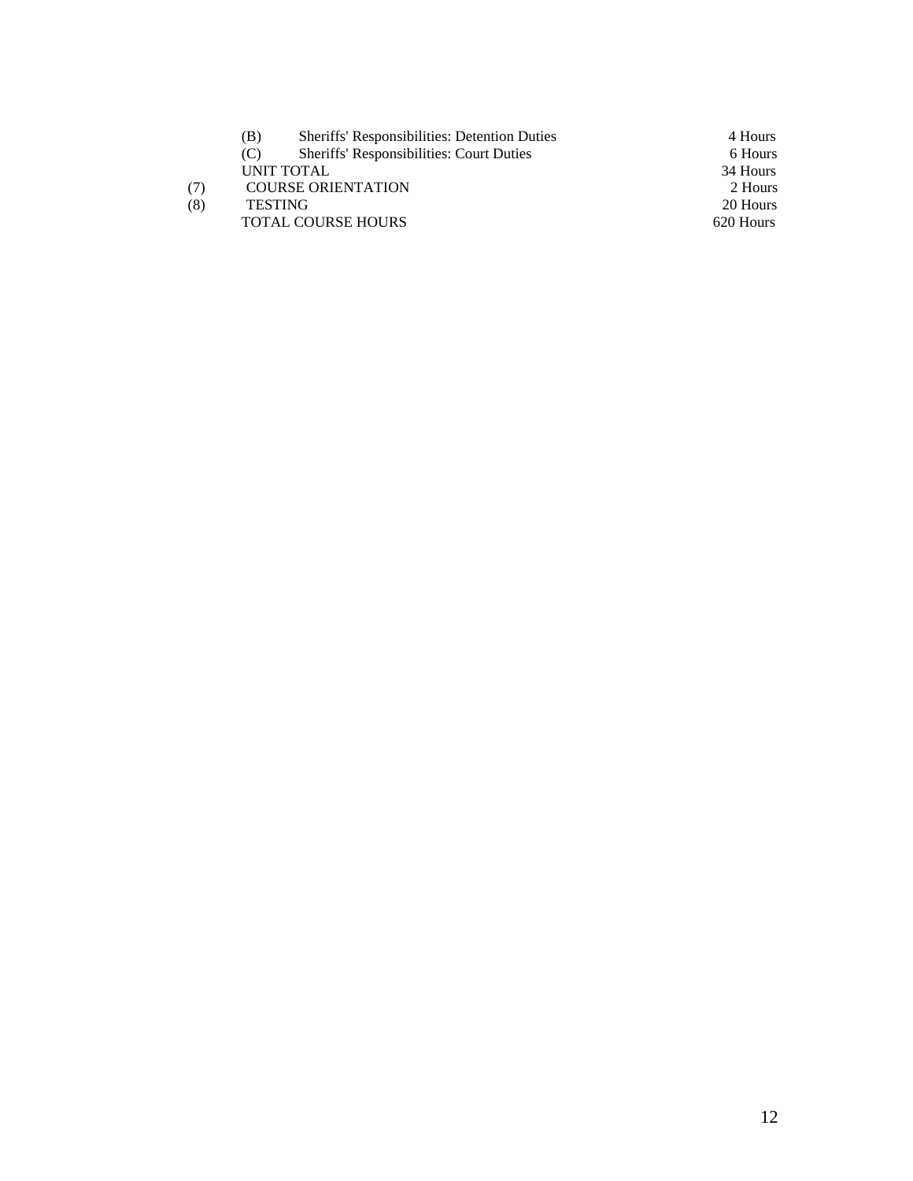| | | |
|---|---|---|
| | (B) Sheriffs' Responsibilities: Detention Duties | 4 Hours |
| | (C) Sheriffs' Responsibilities: Court Duties | 6 Hours |
| | UNIT TOTAL | 34 Hours |
| (7) | COURSE ORIENTATION | 2 Hours |
| (8) | TESTING | 20 Hours |
| | TOTAL COURSE HOURS | 620 Hours |